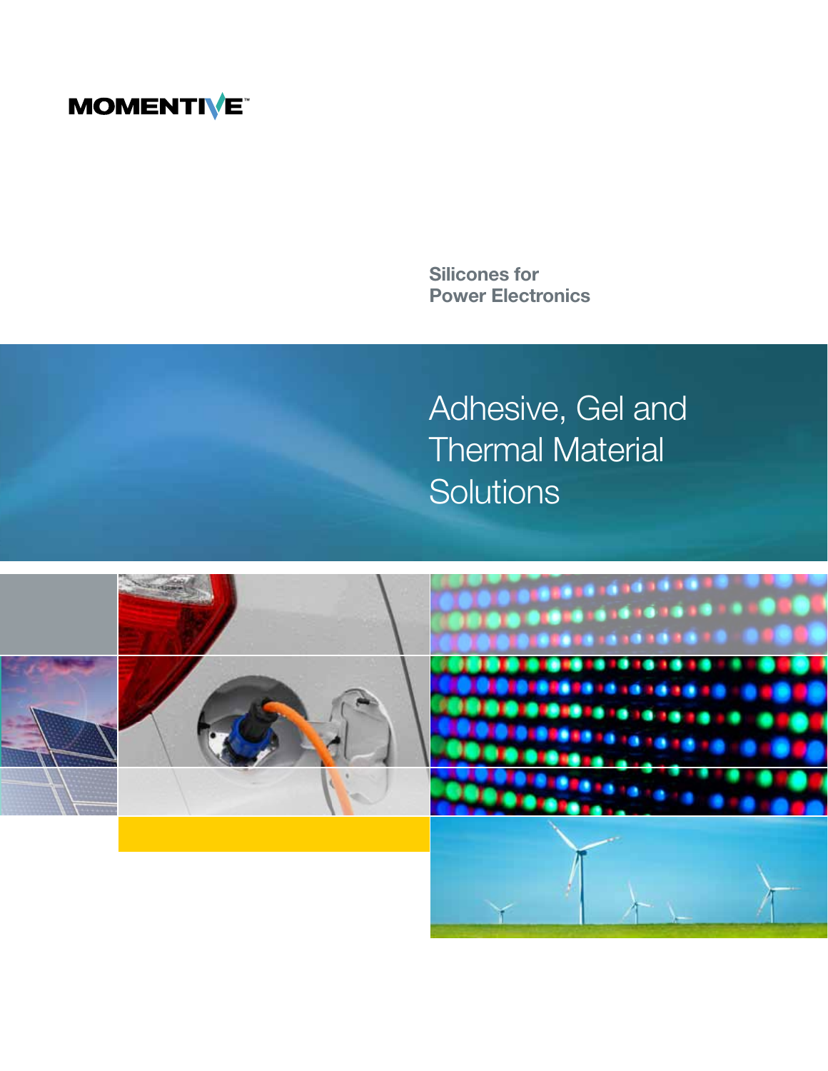MOMENTIVE™

Silicones for
Power Electronics

# Adhesive, Gel and Thermal Material Solutions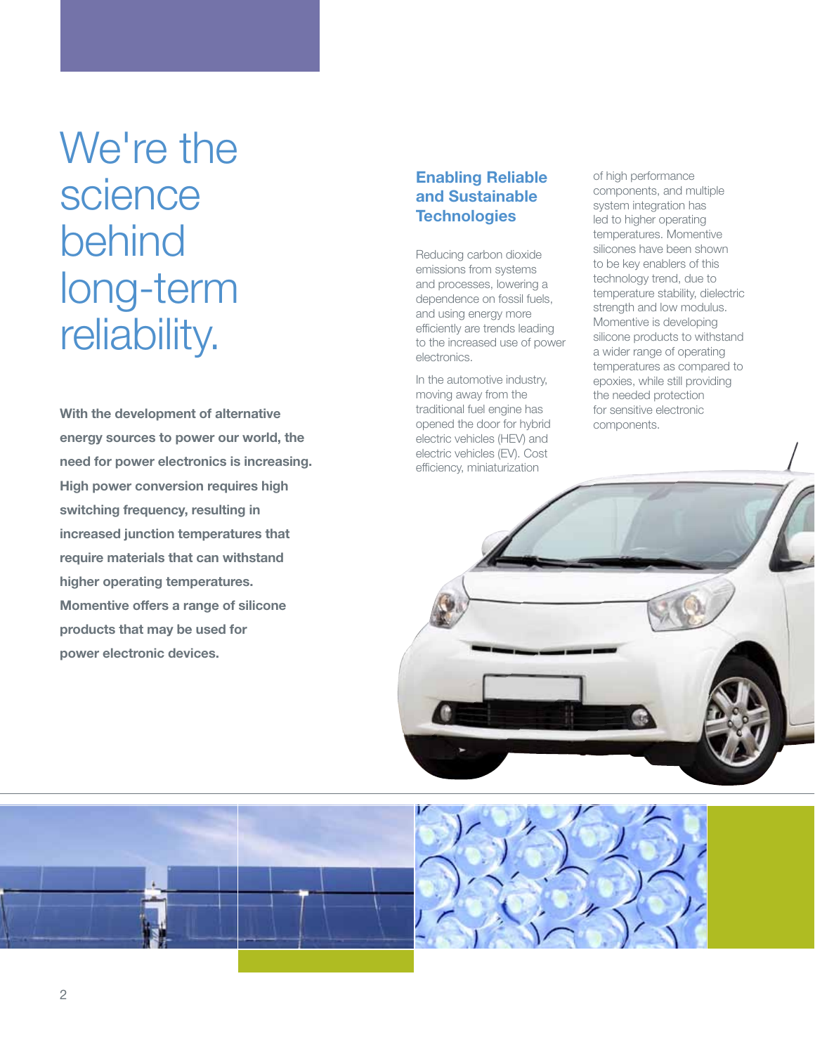# We're the science behind long-term reliability.

**With the development of alternative energy sources to power our world, the need for power electronics is increasing. High power conversion requires high switching frequency, resulting in increased junction temperatures that require materials that can withstand higher operating temperatures. Momentive offers a range of silicone products that may be used for power electronic devices.**

## Enabling Reliable and Sustainable Technologies

Reducing carbon dioxide emissions from systems and processes, lowering a dependence on fossil fuels, and using energy more efficiently are trends leading to the increased use of power electronics.

In the automotive industry, moving away from the traditional fuel engine has opened the door for hybrid electric vehicles (HEV) and electric vehicles (EV). Cost efficiency, miniaturization of high performance components, and multiple system integration has led to higher operating temperatures. Momentive silicones have been shown to be key enablers of this technology trend, due to temperature stability, dielectric strength and low modulus. Momentive is developing silicone products to withstand a wider range of operating temperatures as compared to epoxies, while still providing the needed protection for sensitive electronic components.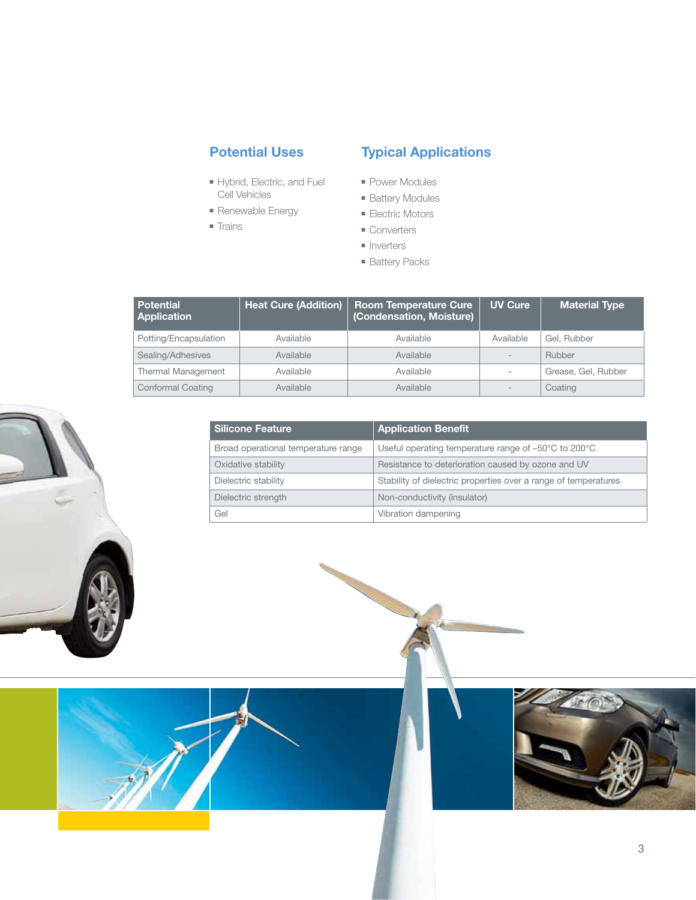## Potential Uses

- Hybrid, Electric, and Fuel Cell Vehicles
- Renewable Energy
- Trains

## Typical Applications

- Power Modules
- Battery Modules
- Electric Motors
- Converters
- Inverters
- Battery Packs

| Potential Application | Heat Cure (Addition) | Room Temperature Cure (Condensation, Moisture) | UV Cure | Material Type |
|---|---|---|---|---|
| Potting/Encapsulation | Available | Available | Available | Gel, Rubber |
| Sealing/Adhesives | Available | Available | - | Rubber |
| Thermal Management | Available | Available | - | Grease, Gel, Rubber |
| Conformal Coating | Available | Available | - | Coating |

| Silicone Feature | Application Benefit |
|---|---|
| Broad operational temperature range | Useful operating temperature range of –50°C to 200°C |
| Oxidative stability | Resistance to deterioration caused by ozone and UV |
| Dielectric stability | Stability of dielectric properties over a range of temperatures |
| Dielectric strength | Non-conductivity (insulator) |
| Gel | Vibration dampening |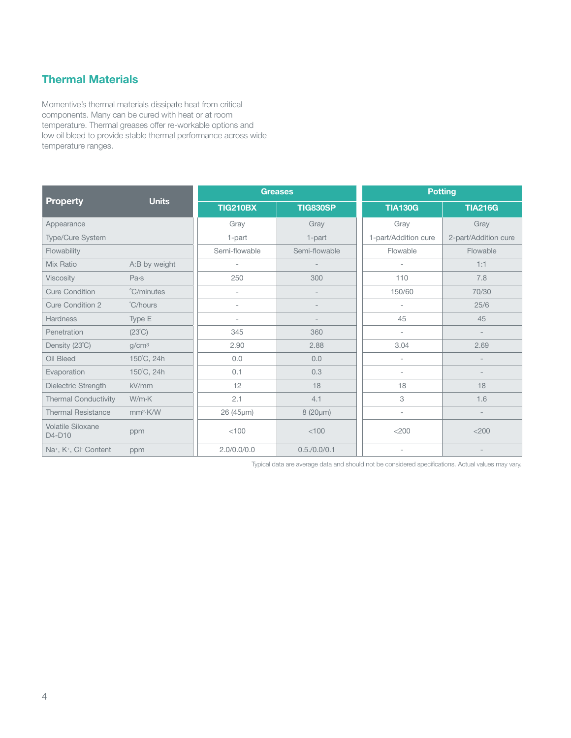## Thermal Materials

Momentive's thermal materials dissipate heat from critical components. Many can be cured with heat or at room temperature. Thermal greases offer re-workable options and low oil bleed to provide stable thermal performance across wide temperature ranges.

| Property | Units | Greases | | Potting | |
|---|---|---|---|---|---|
| | | TIG210BX | TIG830SP | TIA130G | TIA216G |
| Appearance | | Gray | Gray | Gray | Gray |
| Type/Cure System | | 1-part | 1-part | 1-part/Addition cure | 2-part/Addition cure |
| Flowability | | Semi-flowable | Semi-flowable | Flowable | Flowable |
| Mix Ratio | A:B by weight | - | - | - | 1:1 |
| Viscosity | Pa·s | 250 | 300 | 110 | 7.8 |
| Cure Condition | ˚C/minutes | - | - | 150/60 | 70/30 |
| Cure Condition 2 | ˚C/hours | - | - | - | 25/6 |
| Hardness | Type E | - | - | 45 | 45 |
| Penetration | (23˚C) | 345 | 360 | - | - |
| Density (23˚C) | $g/cm^3$ | 2.90 | 2.88 | 3.04 | 2.69 |
| Oil Bleed | 150˚C, 24h | 0.0 | 0.0 | - | - |
| Evaporation | 150˚C, 24h | 0.1 | 0.3 | - | - |
| Dielectric Strength | kV/mm | 12 | 18 | 18 | 18 |
| Thermal Conductivity | W/m·K | 2.1 | 4.1 | 3 | 1.6 |
| Thermal Resistance | $mm^2$·K/W | 26 (45μm) | 8 (20μm) | - | - |
| Volatile Siloxane D4-D10 | ppm | <100 | <100 | <200 | <200 |
| $Na^+$, $K^+$, $Cl^-$ Content | ppm | 2.0/0.0/0.0 | 0.5./0.0/0.1 | - | - |

Typical data are average data and should not be considered specifications. Actual values may vary.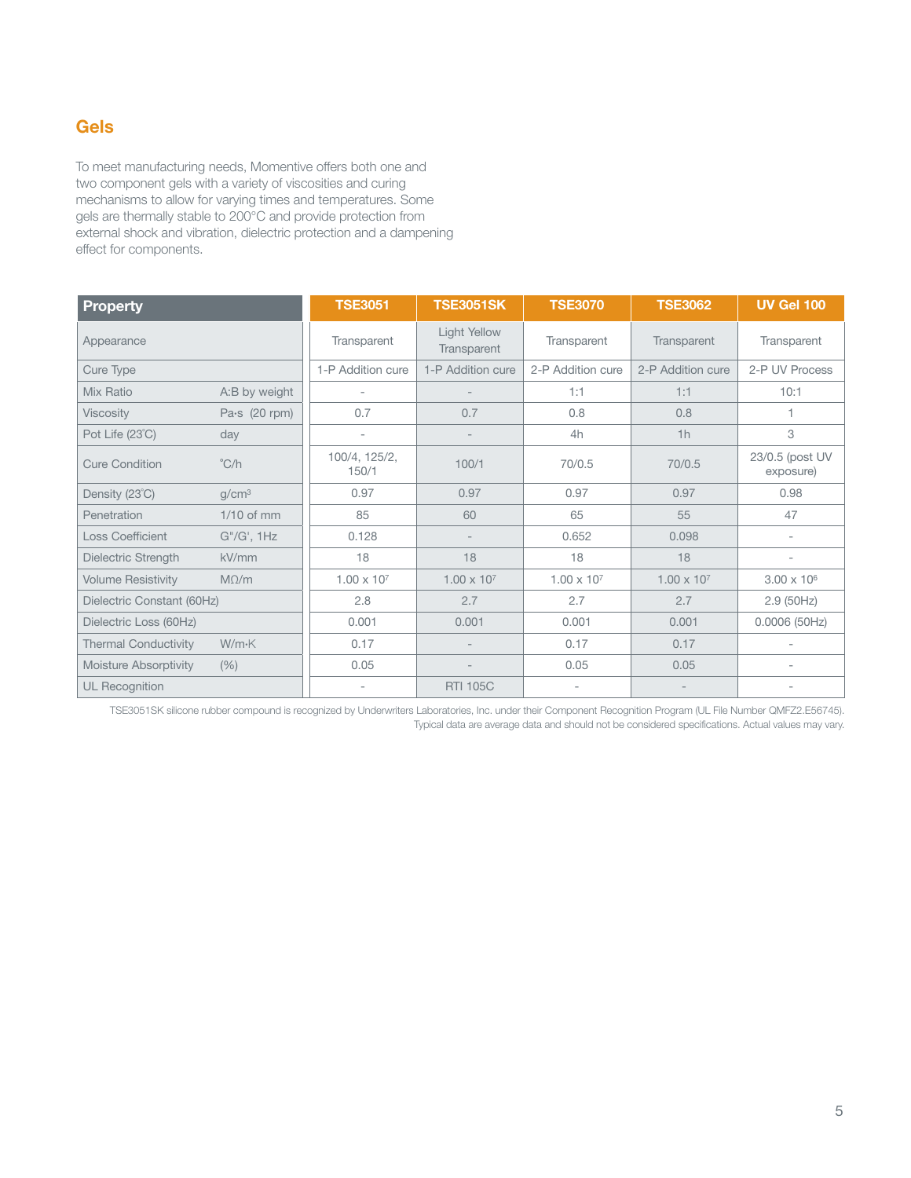## Gels

To meet manufacturing needs, Momentive offers both one and two component gels with a variety of viscosities and curing mechanisms to allow for varying times and temperatures. Some gels are thermally stable to 200°C and provide protection from external shock and vibration, dielectric protection and a dampening effect for components.

| Property | | TSE3051 | TSE3051SK | TSE3070 | TSE3062 | UV Gel 100 |
|---|---|---|---|---|---|---|
| Appearance | | Transparent | Light Yellow Transparent | Transparent | Transparent | Transparent |
| Cure Type | | 1-P Addition cure | 1-P Addition cure | 2-P Addition cure | 2-P Addition cure | 2-P UV Process |
| Mix Ratio | A:B by weight | - | - | 1:1 | 1:1 | 10:1 |
| Viscosity | Pa·s (20 rpm) | 0.7 | 0.7 | 0.8 | 0.8 | 1 |
| Pot Life (23˚C) | day | - | - | 4h | 1h | 3 |
| Cure Condition | ˚C/h | 100/4, 125/2, 150/1 | 100/1 | 70/0.5 | 70/0.5 | 23/0.5 (post UV exposure) |
| Density (23˚C) | $g/cm^3$ | 0.97 | 0.97 | 0.97 | 0.97 | 0.98 |
| Penetration | 1/10 of mm | 85 | 60 | 65 | 55 | 47 |
| Loss Coefficient | G"/G', 1Hz | 0.128 | - | 0.652 | 0.098 | - |
| Dielectric Strength | kV/mm | 18 | 18 | 18 | 18 | - |
| Volume Resistivity | MΩ/m | $1.00 \times 10^7$ | $1.00 \times 10^7$ | $1.00 \times 10^7$ | $1.00 \times 10^7$ | $3.00 \times 10^6$ |
| Dielectric Constant (60Hz) | | 2.8 | 2.7 | 2.7 | 2.7 | 2.9 (50Hz) |
| Dielectric Loss (60Hz) | | 0.001 | 0.001 | 0.001 | 0.001 | 0.0006 (50Hz) |
| Thermal Conductivity | W/m·K | 0.17 | - | 0.17 | 0.17 | - |
| Moisture Absorptivity | (%) | 0.05 | - | 0.05 | 0.05 | - |
| UL Recognition | | - | RTI 105C | - | - | - |

TSE3051SK silicone rubber compound is recognized by Underwriters Laboratories, Inc. under their Component Recognition Program (UL File Number QMFZ2.E56745).
Typical data are average data and should not be considered specifications. Actual values may vary.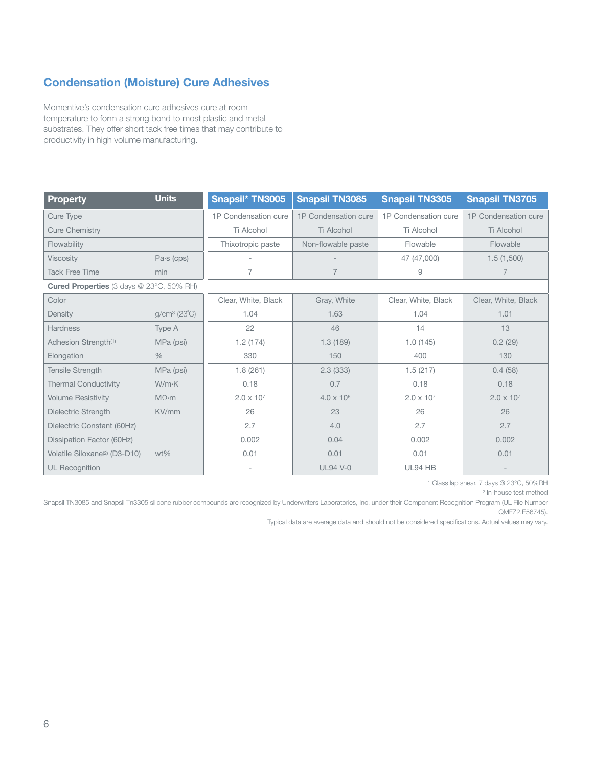## Condensation (Moisture) Cure Adhesives

Momentive's condensation cure adhesives cure at room temperature to form a strong bond to most plastic and metal substrates. They offer short tack free times that may contribute to productivity in high volume manufacturing.

| Property | Units | Snapsil* TN3005 | Snapsil TN3085 | Snapsil TN3305 | Snapsil TN3705 |
|---|---|---|---|---|---|
| Cure Type | | 1P Condensation cure | 1P Condensation cure | 1P Condensation cure | 1P Condensation cure |
| Cure Chemistry | | Ti Alcohol | Ti Alcohol | Ti Alcohol | Ti Alcohol |
| Flowability | | Thixotropic paste | Non-flowable paste | Flowable | Flowable |
| Viscosity | Pa·s (cps) | - | - | 47 (47,000) | 1.5 (1,500) |
| Tack Free Time | min | 7 | 7 | 9 | 7 |
| **Cured Properties** (3 days @ 23°C, 50% RH) | | | | | |
| Color | | Clear, White, Black | Gray, White | Clear, White, Black | Clear, White, Black |
| Density | g/cm$^3$ (23°C) | 1.04 | 1.63 | 1.04 | 1.01 |
| Hardness | Type A | 22 | 46 | 14 | 13 |
| Adhesion Strength(1) | MPa (psi) | 1.2 (174) | 1.3 (189) | 1.0 (145) | 0.2 (29) |
| Elongation | % | 330 | 150 | 400 | 130 |
| Tensile Strength | MPa (psi) | 1.8 (261) | 2.3 (333) | 1.5 (217) | 0.4 (58) |
| Thermal Conductivity | W/m·K | 0.18 | 0.7 | 0.18 | 0.18 |
| Volume Resistivity | MΩ·m | $2.0 \times 10^7$ | $4.0 \times 10^6$ | $2.0 \times 10^7$ | $2.0 \times 10^7$ |
| Dielectric Strength | KV/mm | 26 | 23 | 26 | 26 |
| Dielectric Constant (60Hz) | | 2.7 | 4.0 | 2.7 | 2.7 |
| Dissipation Factor (60Hz) | | 0.002 | 0.04 | 0.002 | 0.002 |
| Volatile Siloxane(2) (D3-D10) | wt% | 0.01 | 0.01 | 0.01 | 0.01 |
| UL Recognition | | - | UL94 V-0 | UL94 HB | - |

(1) Glass lap shear, 7 days @ 23°C, 50%RH

(2) In-house test method

Snapsil TN3085 and Snapsil Tn3305 silicone rubber compounds are recognized by Underwriters Laboratories, Inc. under their Component Recognition Program (UL File Number QMFZ2.E56745).

Typical data are average data and should not be considered specifications. Actual values may vary.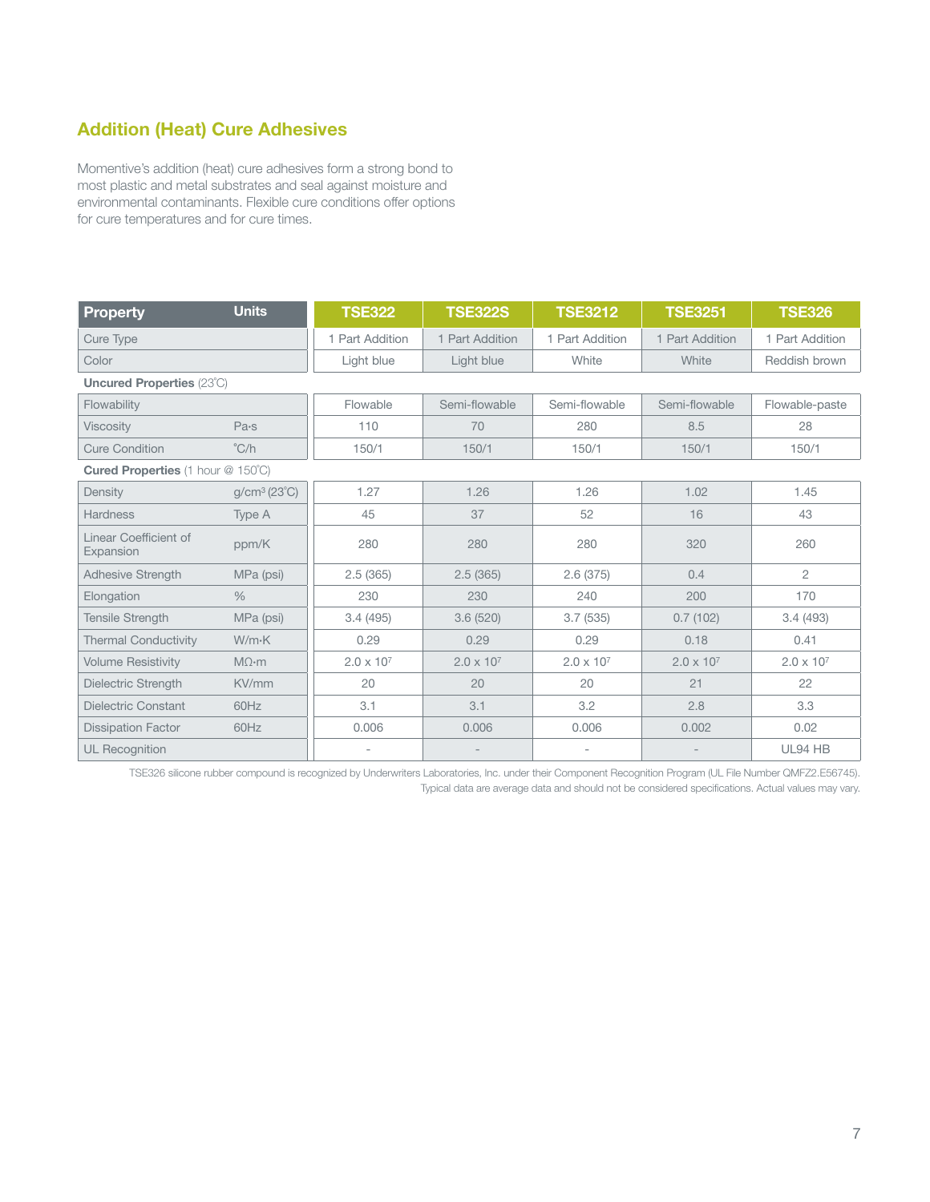## Addition (Heat) Cure Adhesives

Momentive's addition (heat) cure adhesives form a strong bond to most plastic and metal substrates and seal against moisture and environmental contaminants. Flexible cure conditions offer options for cure temperatures and for cure times.

| Property | Units | TSE322 | TSE322S | TSE3212 | TSE3251 | TSE326 |
|---|---|---|---|---|---|---|
| Cure Type | | 1 Part Addition | 1 Part Addition | 1 Part Addition | 1 Part Addition | 1 Part Addition |
| Color | | Light blue | Light blue | White | White | Reddish brown |
| **Uncured Properties** (23˚C) | | | | | | |
| Flowability | | Flowable | Semi-flowable | Semi-flowable | Semi-flowable | Flowable-paste |
| Viscosity | Pa·s | 110 | 70 | 280 | 8.5 | 28 |
| Cure Condition | ˚C/h | 150/1 | 150/1 | 150/1 | 150/1 | 150/1 |
| **Cured Properties** (1 hour @ 150˚C) | | | | | | |
| Density | $g/cm^3$ (23˚C) | 1.27 | 1.26 | 1.26 | 1.02 | 1.45 |
| Hardness | Type A | 45 | 37 | 52 | 16 | 43 |
| Linear Coefficient of Expansion | ppm/K | 280 | 280 | 280 | 320 | 260 |
| Adhesive Strength | MPa (psi) | 2.5 (365) | 2.5 (365) | 2.6 (375) | 0.4 | 2 |
| Elongation | % | 230 | 230 | 240 | 200 | 170 |
| Tensile Strength | MPa (psi) | 3.4 (495) | 3.6 (520) | 3.7 (535) | 0.7 (102) | 3.4 (493) |
| Thermal Conductivity | W/m·K | 0.29 | 0.29 | 0.29 | 0.18 | 0.41 |
| Volume Resistivity | MΩ·m | $2.0 \times 10^7$ | $2.0 \times 10^7$ | $2.0 \times 10^7$ | $2.0 \times 10^7$ | $2.0 \times 10^7$ |
| Dielectric Strength | KV/mm | 20 | 20 | 20 | 21 | 22 |
| Dielectric Constant | 60Hz | 3.1 | 3.1 | 3.2 | 2.8 | 3.3 |
| Dissipation Factor | 60Hz | 0.006 | 0.006 | 0.006 | 0.002 | 0.02 |
| UL Recognition | | - | - | - | - | UL94 HB |

TSE326 silicone rubber compound is recognized by Underwriters Laboratories, Inc. under their Component Recognition Program (UL File Number QMFZ2.E56745).
Typical data are average data and should not be considered specifications. Actual values may vary.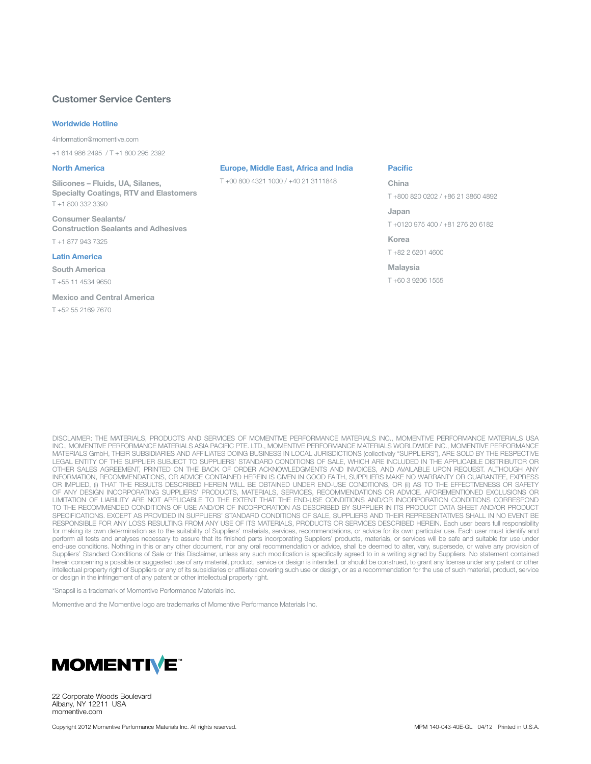## Customer Service Centers

### Worldwide Hotline

4information@momentive.com

+1 614 986 2495 / T +1 800 295 2392

### North America

**Silicones – Fluids, UA, Silanes, Specialty Coatings, RTV and Elastomers**

T +1 800 332 3390

**Consumer Sealants/ Construction Sealants and Adhesives**

T +1 877 943 7325

### Latin America

**South America**

T +55 11 4534 9650

**Mexico and Central America**

T +52 55 2169 7670

### Europe, Middle East, Africa and India

T +00 800 4321 1000 / +40 21 3111848

### Pacific

**China**

T +800 820 0202 / +86 21 3860 4892

**Japan**

T +0120 975 400 / +81 276 20 6182

**Korea**

T +82 2 6201 4600

**Malaysia**

T +60 3 9206 1555

DISCLAIMER: THE MATERIALS, PRODUCTS AND SERVICES OF MOMENTIVE PERFORMANCE MATERIALS INC., MOMENTIVE PERFORMANCE MATERIALS USA INC., MOMENTIVE PERFORMANCE MATERIALS ASIA PACIFIC PTE. LTD., MOMENTIVE PERFORMANCE MATERIALS WORLDWIDE INC., MOMENTIVE PERFORMANCE MATERIALS GmbH, THEIR SUBSIDIARIES AND AFFILIATES DOING BUSINESS IN LOCAL JURISDICTIONS (collectively "SUPPLIERS"), ARE SOLD BY THE RESPECTIVE LEGAL ENTITY OF THE SUPPLIER SUBJECT TO SUPPLIERS' STANDARD CONDITIONS OF SALE, WHICH ARE INCLUDED IN THE APPLICABLE DISTRIBUTOR OR OTHER SALES AGREEMENT, PRINTED ON THE BACK OF ORDER ACKNOWLEDGMENTS AND INVOICES, AND AVAILABLE UPON REQUEST. ALTHOUGH ANY INFORMATION, RECOMMENDATIONS, OR ADVICE CONTAINED HEREIN IS GIVEN IN GOOD FAITH, SUPPLIERS MAKE NO WARRANTY OR GUARANTEE, EXPRESS OR IMPLIED, (i) THAT THE RESULTS DESCRIBED HEREIN WILL BE OBTAINED UNDER END-USE CONDITIONS, OR (ii) AS TO THE EFFECTIVENESS OR SAFETY OF ANY DESIGN INCORPORATING SUPPLIERS' PRODUCTS, MATERIALS, SERVICES, RECOMMENDATIONS OR ADVICE. AFOREMENTIONED EXCLUSIONS OR LIMITATION OF LIABILITY ARE NOT APPLICABLE TO THE EXTENT THAT THE END-USE CONDITIONS AND/OR INCORPORATION CONDITIONS CORRESPOND TO THE RECOMMENDED CONDITIONS OF USE AND/OR OF INCORPORATION AS DESCRIBED BY SUPPLIER IN ITS PRODUCT DATA SHEET AND/OR PRODUCT SPECIFICATIONS. EXCEPT AS PROVIDED IN SUPPLIERS' STANDARD CONDITIONS OF SALE, SUPPLIERS AND THEIR REPRESENTATIVES SHALL IN NO EVENT BE RESPONSIBLE FOR ANY LOSS RESULTING FROM ANY USE OF ITS MATERIALS, PRODUCTS OR SERVICES DESCRIBED HEREIN. Each user bears full responsibility for making its own determination as to the suitability of Suppliers' materials, services, recommendations, or advice for its own particular use. Each user must identify and perform all tests and analyses necessary to assure that its finished parts incorporating Suppliers' products, materials, or services will be safe and suitable for use under end-use conditions. Nothing in this or any other document, nor any oral recommendation or advice, shall be deemed to alter, vary, supersede, or waive any provision of Suppliers' Standard Conditions of Sale or this Disclaimer, unless any such modification is specifically agreed to in a writing signed by Suppliers. No statement contained herein concerning a possible or suggested use of any material, product, service or design is intended, or should be construed, to grant any license under any patent or other intellectual property right of Suppliers or any of its subsidiaries or affiliates covering such use or design, or as a recommendation for the use of such material, product, service or design in the infringement of any patent or other intellectual property right.

*Snapsil is a trademark of Momentive Performance Materials Inc.

Momentive and the Momentive logo are trademarks of Momentive Performance Materials Inc.

MOMENTIVE™

22 Corporate Woods Boulevard
Albany, NY 12211 USA
momentive.com

Copyright 2012 Momentive Performance Materials Inc. All rights reserved.

MPM 140-043-40E-GL 04/12 Printed in U.S.A.